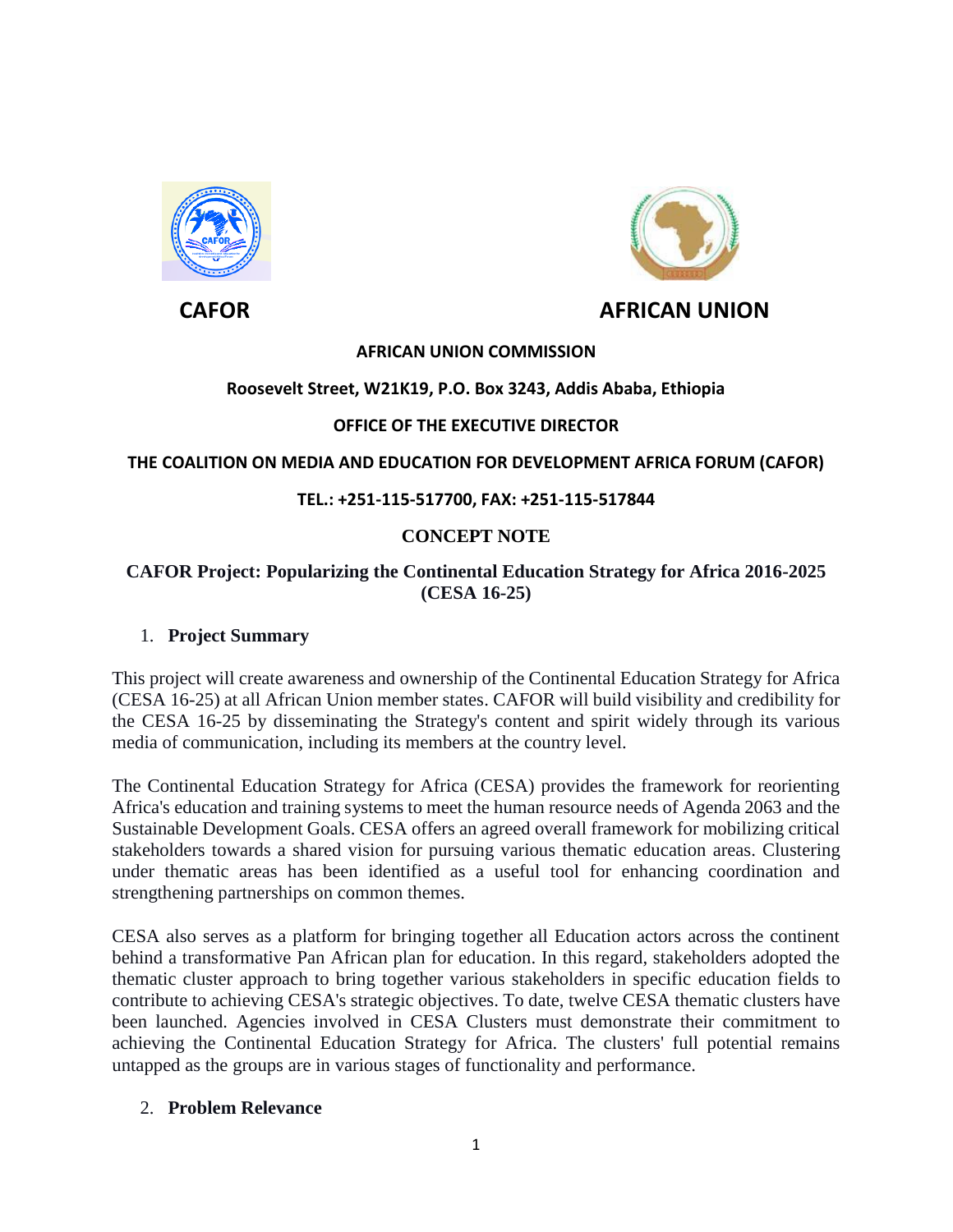**CAFOR** **AFRICAN UNION**

**AFRICAN UNION COMMISSION**

**Roosevelt Street, W21K19, P.O. Box 3243, Addis Ababa, Ethiopia**

**OFFICE OF THE EXECUTIVE DIRECTOR**

**THE COALITION ON MEDIA AND EDUCATION FOR DEVELOPMENT AFRICA FORUM (CAFOR)**

**TEL.: +251-115-517700, FAX: +251-115-517844**

# CONCEPT NOTE

## CAFOR Project: Popularizing the Continental Education Strategy for Africa 2016-2025 (CESA 16-25)

### 1. Project Summary

This project will create awareness and ownership of the Continental Education Strategy for Africa (CESA 16-25) at all African Union member states. CAFOR will build visibility and credibility for the CESA 16-25 by disseminating the Strategy's content and spirit widely through its various media of communication, including its members at the country level.

The Continental Education Strategy for Africa (CESA) provides the framework for reorienting Africa's education and training systems to meet the human resource needs of Agenda 2063 and the Sustainable Development Goals. CESA offers an agreed overall framework for mobilizing critical stakeholders towards a shared vision for pursuing various thematic education areas. Clustering under thematic areas has been identified as a useful tool for enhancing coordination and strengthening partnerships on common themes.

CESA also serves as a platform for bringing together all Education actors across the continent behind a transformative Pan African plan for education. In this regard, stakeholders adopted the thematic cluster approach to bring together various stakeholders in specific education fields to contribute to achieving CESA's strategic objectives. To date, twelve CESA thematic clusters have been launched. Agencies involved in CESA Clusters must demonstrate their commitment to achieving the Continental Education Strategy for Africa. The clusters' full potential remains untapped as the groups are in various stages of functionality and performance.

### 2. Problem Relevance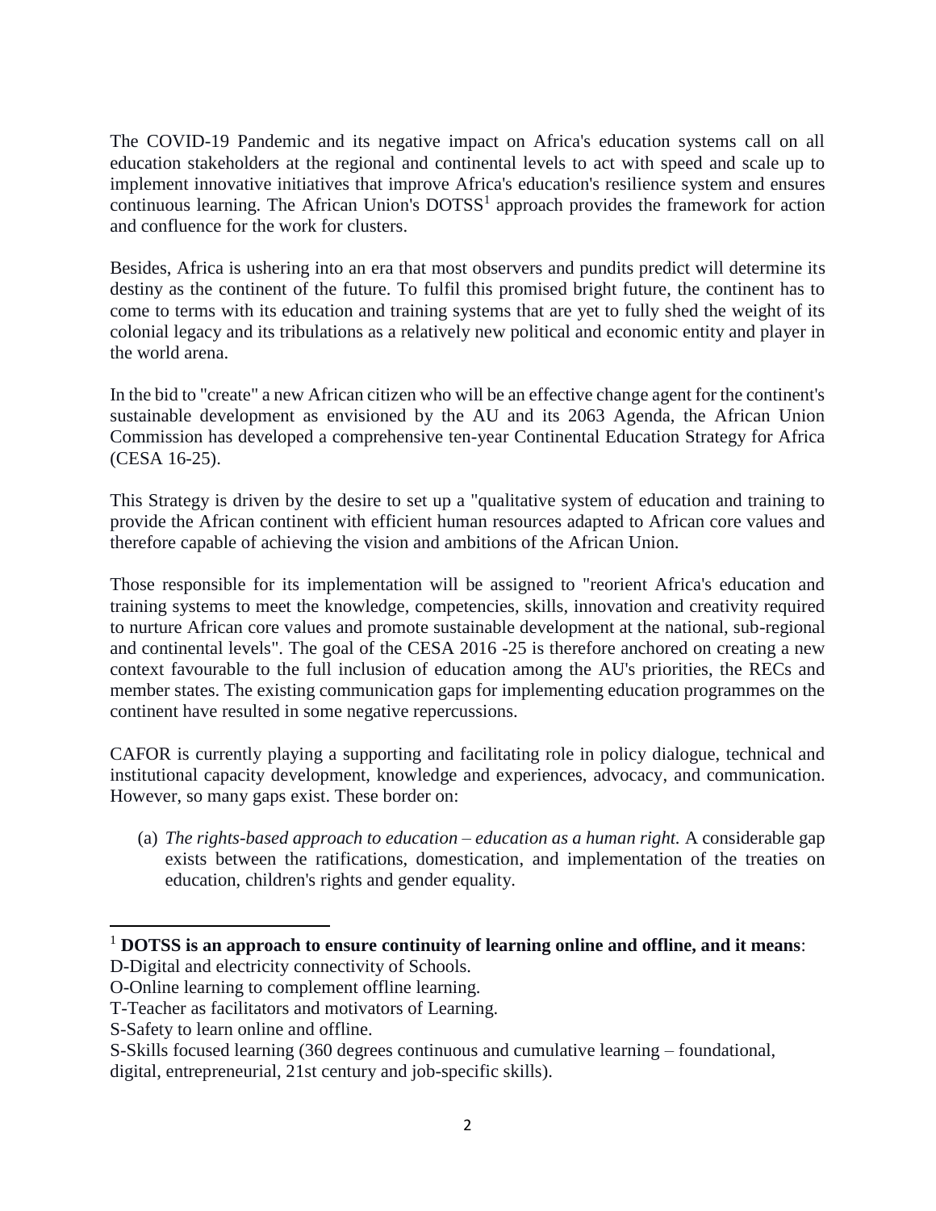The COVID-19 Pandemic and its negative impact on Africa's education systems call on all education stakeholders at the regional and continental levels to act with speed and scale up to implement innovative initiatives that improve Africa's education's resilience system and ensures continuous learning. The African Union's DOTSS[1] approach provides the framework for action and confluence for the work for clusters.

Besides, Africa is ushering into an era that most observers and pundits predict will determine its destiny as the continent of the future. To fulfil this promised bright future, the continent has to come to terms with its education and training systems that are yet to fully shed the weight of its colonial legacy and its tribulations as a relatively new political and economic entity and player in the world arena.

In the bid to "create" a new African citizen who will be an effective change agent for the continent's sustainable development as envisioned by the AU and its 2063 Agenda, the African Union Commission has developed a comprehensive ten-year Continental Education Strategy for Africa (CESA 16-25).

This Strategy is driven by the desire to set up a "qualitative system of education and training to provide the African continent with efficient human resources adapted to African core values and therefore capable of achieving the vision and ambitions of the African Union.

Those responsible for its implementation will be assigned to "reorient Africa's education and training systems to meet the knowledge, competencies, skills, innovation and creativity required to nurture African core values and promote sustainable development at the national, sub-regional and continental levels". The goal of the CESA 2016 -25 is therefore anchored on creating a new context favourable to the full inclusion of education among the AU's priorities, the RECs and member states. The existing communication gaps for implementing education programmes on the continent have resulted in some negative repercussions.

CAFOR is currently playing a supporting and facilitating role in policy dialogue, technical and institutional capacity development, knowledge and experiences, advocacy, and communication. However, so many gaps exist. These border on:

(a) *The rights-based approach to education – education as a human right.* A considerable gap exists between the ratifications, domestication, and implementation of the treaties on education, children's rights and gender equality.

---

[1] **DOTSS is an approach to ensure continuity of learning online and offline, and it means**:
D-Digital and electricity connectivity of Schools.
O-Online learning to complement offline learning.
T-Teacher as facilitators and motivators of Learning.
S-Safety to learn online and offline.
S-Skills focused learning (360 degrees continuous and cumulative learning – foundational, digital, entrepreneurial, 21st century and job-specific skills).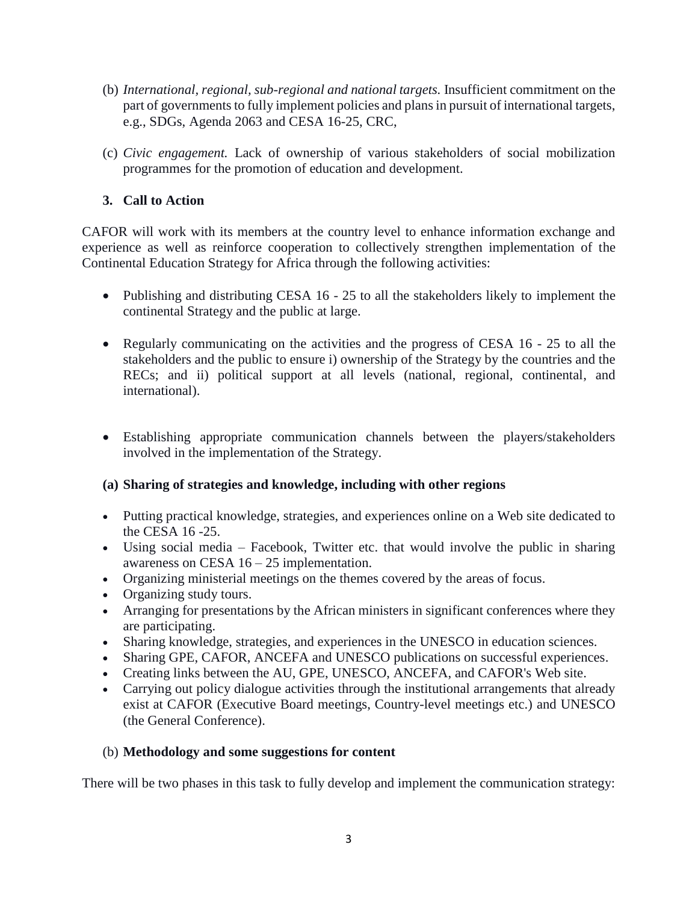(b) *International, regional, sub-regional and national targets.* Insufficient commitment on the part of governments to fully implement policies and plans in pursuit of international targets, e.g., SDGs, Agenda 2063 and CESA 16-25, CRC,

(c) *Civic engagement.* Lack of ownership of various stakeholders of social mobilization programmes for the promotion of education and development.

## 3. Call to Action

CAFOR will work with its members at the country level to enhance information exchange and experience as well as reinforce cooperation to collectively strengthen implementation of the Continental Education Strategy for Africa through the following activities:

- Publishing and distributing CESA 16 - 25 to all the stakeholders likely to implement the continental Strategy and the public at large.
- Regularly communicating on the activities and the progress of CESA 16 - 25 to all the stakeholders and the public to ensure i) ownership of the Strategy by the countries and the RECs; and ii) political support at all levels (national, regional, continental, and international).
- Establishing appropriate communication channels between the players/stakeholders involved in the implementation of the Strategy.

### (a) Sharing of strategies and knowledge, including with other regions

- Putting practical knowledge, strategies, and experiences online on a Web site dedicated to the CESA 16 -25.
- Using social media – Facebook, Twitter etc. that would involve the public in sharing awareness on CESA 16 – 25 implementation.
- Organizing ministerial meetings on the themes covered by the areas of focus.
- Organizing study tours.
- Arranging for presentations by the African ministers in significant conferences where they are participating.
- Sharing knowledge, strategies, and experiences in the UNESCO in education sciences.
- Sharing GPE, CAFOR, ANCEFA and UNESCO publications on successful experiences.
- Creating links between the AU, GPE, UNESCO, ANCEFA, and CAFOR's Web site.
- Carrying out policy dialogue activities through the institutional arrangements that already exist at CAFOR (Executive Board meetings, Country-level meetings etc.) and UNESCO (the General Conference).

### (b) Methodology and some suggestions for content

There will be two phases in this task to fully develop and implement the communication strategy: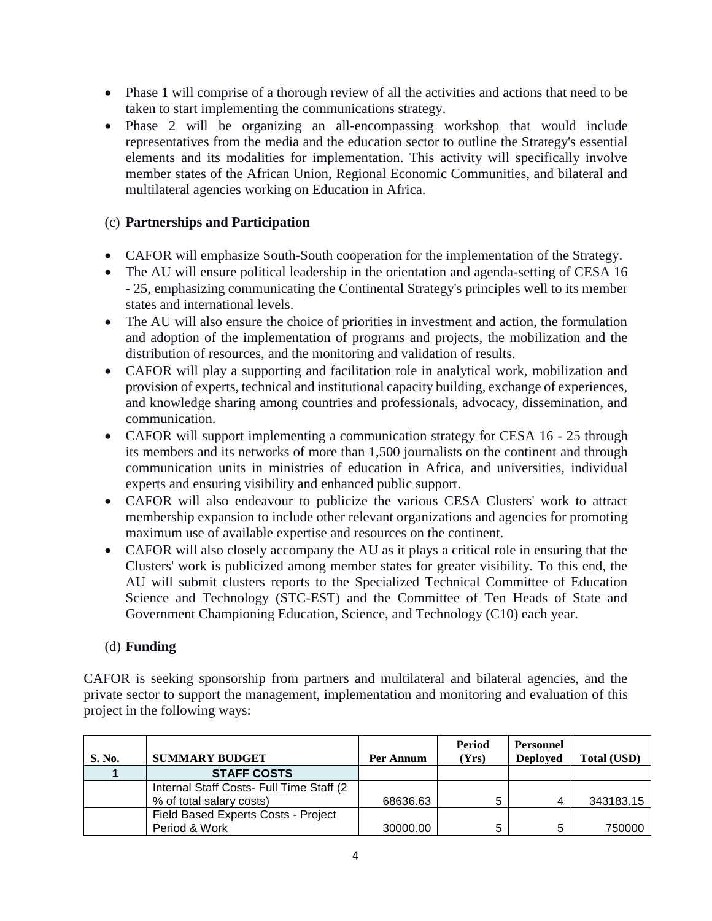- Phase 1 will comprise of a thorough review of all the activities and actions that need to be taken to start implementing the communications strategy.
- Phase 2 will be organizing an all-encompassing workshop that would include representatives from the media and the education sector to outline the Strategy's essential elements and its modalities for implementation. This activity will specifically involve member states of the African Union, Regional Economic Communities, and bilateral and multilateral agencies working on Education in Africa.

(c) **Partnerships and Participation**

- CAFOR will emphasize South-South cooperation for the implementation of the Strategy.
- The AU will ensure political leadership in the orientation and agenda-setting of CESA 16 - 25, emphasizing communicating the Continental Strategy's principles well to its member states and international levels.
- The AU will also ensure the choice of priorities in investment and action, the formulation and adoption of the implementation of programs and projects, the mobilization and the distribution of resources, and the monitoring and validation of results.
- CAFOR will play a supporting and facilitation role in analytical work, mobilization and provision of experts, technical and institutional capacity building, exchange of experiences, and knowledge sharing among countries and professionals, advocacy, dissemination, and communication.
- CAFOR will support implementing a communication strategy for CESA 16 - 25 through its members and its networks of more than 1,500 journalists on the continent and through communication units in ministries of education in Africa, and universities, individual experts and ensuring visibility and enhanced public support.
- CAFOR will also endeavour to publicize the various CESA Clusters' work to attract membership expansion to include other relevant organizations and agencies for promoting maximum use of available expertise and resources on the continent.
- CAFOR will also closely accompany the AU as it plays a critical role in ensuring that the Clusters' work is publicized among member states for greater visibility. To this end, the AU will submit clusters reports to the Specialized Technical Committee of Education Science and Technology (STC-EST) and the Committee of Ten Heads of State and Government Championing Education, Science, and Technology (C10) each year.

(d) **Funding**

CAFOR is seeking sponsorship from partners and multilateral and bilateral agencies, and the private sector to support the management, implementation and monitoring and evaluation of this project in the following ways:

| S. No. | SUMMARY BUDGET | Per Annum | Period (Yrs) | Personnel Deployed | Total (USD) |
|---|---|---|---|---|---|
| 1 | STAFF COSTS | | | | |
| | Internal Staff Costs- Full Time Staff (2 % of total salary costs) | 68636.63 | 5 | 4 | 343183.15 |
| | Field Based Experts Costs - Project Period & Work | 30000.00 | 5 | 5 | 750000 |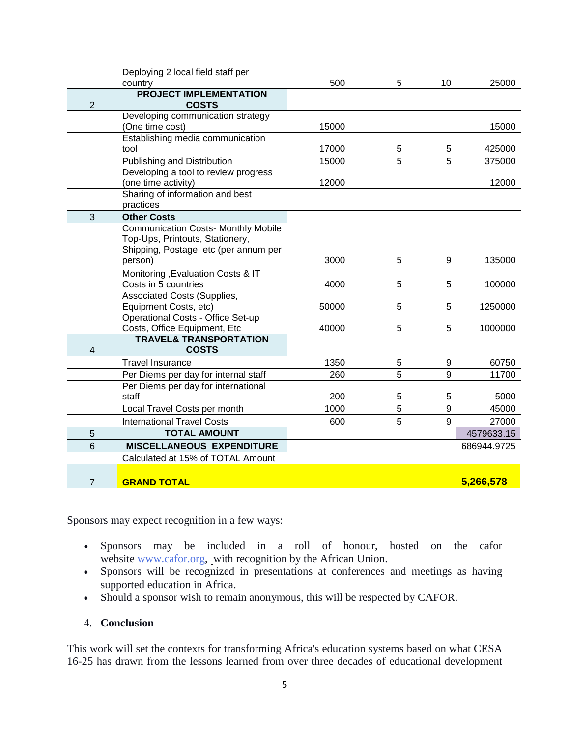|  | Deploying 2 local field staff per country | 500 | 5 | 10 | 25000 |
|---|---|---|---|---|---|
| 2 | **PROJECT IMPLEMENTATION COSTS** |  |  |  |  |
|  | Developing communication strategy (One time cost) | 15000 |  |  | 15000 |
|  | Establishing media communication tool | 17000 | 5 | 5 | 425000 |
|  | Publishing and Distribution | 15000 | 5 | 5 | 375000 |
|  | Developing a tool to review progress (one time activity) | 12000 |  |  | 12000 |
|  | Sharing of information and best practices |  |  |  |  |
| 3 | **Other Costs** |  |  |  |  |
|  | Communication Costs- Monthly Mobile Top-Ups, Printouts, Stationery, Shipping, Postage, etc (per annum per person) | 3000 | 5 | 9 | 135000 |
|  | Monitoring ,Evaluation Costs & IT Costs in 5 countries | 4000 | 5 | 5 | 100000 |
|  | Associated Costs (Supplies, Equipment Costs, etc) | 50000 | 5 | 5 | 1250000 |
|  | Operational Costs - Office Set-up Costs, Office Equipment, Etc | 40000 | 5 | 5 | 1000000 |
| 4 | **TRAVEL& TRANSPORTATION COSTS** |  |  |  |  |
|  | Travel Insurance | 1350 | 5 | 9 | 60750 |
|  | Per Diems per day for internal staff | 260 | 5 | 9 | 11700 |
|  | Per Diems per day for international staff | 200 | 5 | 5 | 5000 |
|  | Local Travel Costs per month | 1000 | 5 | 9 | 45000 |
|  | International Travel Costs | 600 | 5 | 9 | 27000 |
| 5 | **TOTAL AMOUNT** |  |  |  | 4579633.15 |
| 6 | **MISCELLANEOUS EXPENDITURE** |  |  |  | 686944.9725 |
|  | Calculated at 15% of TOTAL Amount |  |  |  |  |
| 7 | **GRAND TOTAL** |  |  |  | **5,266,578** |

Sponsors may expect recognition in a few ways:

- Sponsors may be included in a roll of honour, hosted on the cafor website www.cafor.org, with recognition by the African Union.
- Sponsors will be recognized in presentations at conferences and meetings as having supported education in Africa.
- Should a sponsor wish to remain anonymous, this will be respected by CAFOR.

## 4. Conclusion

This work will set the contexts for transforming Africa's education systems based on what CESA 16-25 has drawn from the lessons learned from over three decades of educational development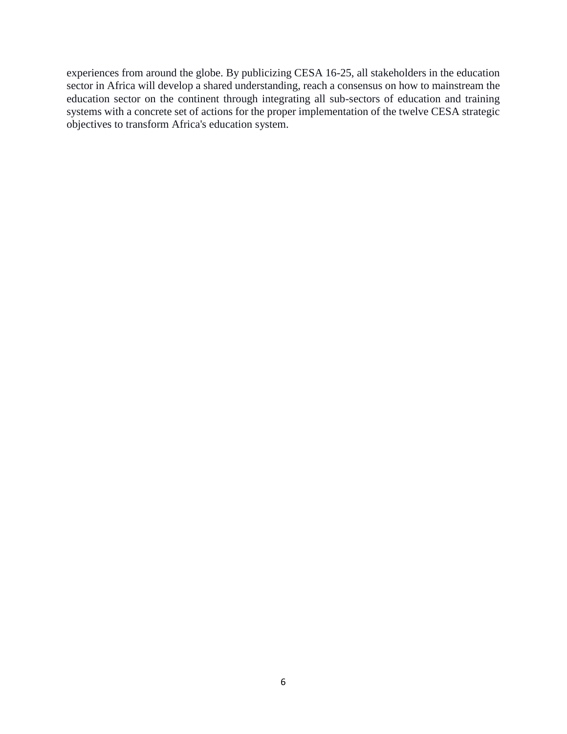experiences from around the globe. By publicizing CESA 16-25, all stakeholders in the education sector in Africa will develop a shared understanding, reach a consensus on how to mainstream the education sector on the continent through integrating all sub-sectors of education and training systems with a concrete set of actions for the proper implementation of the twelve CESA strategic objectives to transform Africa's education system.